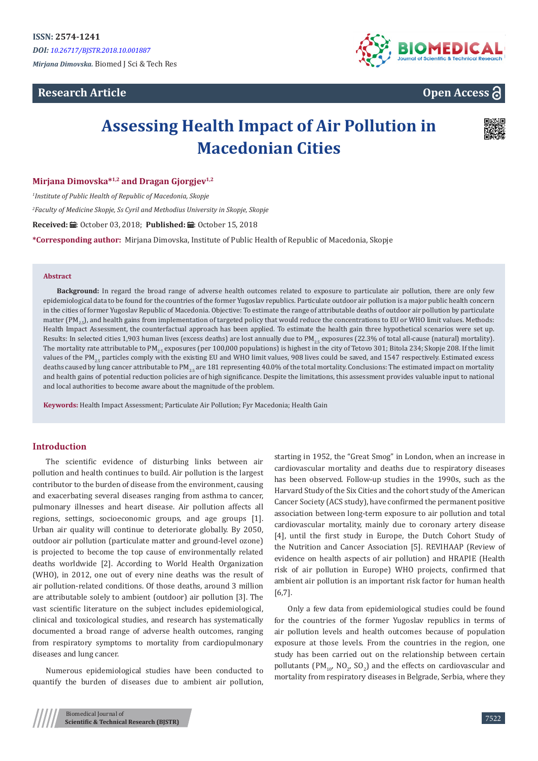ISSN: 2574-1241

*DOI: 10.26717/BJSTR.2018.10.001887*

*Mirjana Dimovska.* Biomed J Sci & Tech Res

**Research Article** **Open Access**

# Assessing Health Impact of Air Pollution in Macedonian Cities

**Mirjana Dimovska*[1,2] and Dragan Gjorgjev[1,2]**

[1]*Institute of Public Health of Republic of Macedonia, Skopje*

[2]*Faculty of Medicine Skopje, Ss Cyril and Methodius University in Skopje, Skopje*

**Received:** October 03, 2018; **Published:** October 15, 2018

***Corresponding author:** Mirjana Dimovska, Institute of Public Health of Republic of Macedonia, Skopje

## Abstract

**Background:** In regard the broad range of adverse health outcomes related to exposure to particulate air pollution, there are only few epidemiological data to be found for the countries of the former Yugoslav republics. Particulate outdoor air pollution is a major public health concern in the cities of former Yugoslav Republic of Macedonia. Objective: To estimate the range of attributable deaths of outdoor air pollution by particulate matter ($PM_{2.5}$), and health gains from implementation of targeted policy that would reduce the concentrations to EU or WHO limit values. Methods: Health Impact Assessment, the counterfactual approach has been applied. To estimate the health gain three hypothetical scenarios were set up. Results: In selected cities 1,903 human lives (excess deaths) are lost annually due to $PM_{2.5}$ exposures (22.3% of total all-cause (natural) mortality). The mortality rate attributable to $PM_{2.5}$ exposures (per 100,000 populations) is highest in the city of Tetovo 301; Bitola 234; Skopje 208. If the limit values of the $PM_{2.5}$ particles comply with the existing EU and WHO limit values, 908 lives could be saved, and 1547 respectively. Estimated excess deaths caused by lung cancer attributable to $PM_{2.5}$ are 181 representing 40.0% of the total mortality. Conclusions: The estimated impact on mortality and health gains of potential reduction policies are of high significance. Despite the limitations, this assessment provides valuable input to national and local authorities to become aware about the magnitude of the problem.

**Keywords:** Health Impact Assessment; Particulate Air Pollution; Fyr Macedonia; Health Gain

## Introduction

The scientific evidence of disturbing links between air pollution and health continues to build. Air pollution is the largest contributor to the burden of disease from the environment, causing and exacerbating several diseases ranging from asthma to cancer, pulmonary illnesses and heart disease. Air pollution affects all regions, settings, socioeconomic groups, and age groups [1]. Urban air quality will continue to deteriorate globally. By 2050, outdoor air pollution (particulate matter and ground-level ozone) is projected to become the top cause of environmentally related deaths worldwide [2]. According to World Health Organization (WHO), in 2012, one out of every nine deaths was the result of air pollution-related conditions. Of those deaths, around 3 million are attributable solely to ambient (outdoor) air pollution [3]. The vast scientific literature on the subject includes epidemiological, clinical and toxicological studies, and research has systematically documented a broad range of adverse health outcomes, ranging from respiratory symptoms to mortality from cardiopulmonary diseases and lung cancer.

Numerous epidemiological studies have been conducted to quantify the burden of diseases due to ambient air pollution, starting in 1952, the "Great Smog" in London, when an increase in cardiovascular mortality and deaths due to respiratory diseases has been observed. Follow-up studies in the 1990s, such as the Harvard Study of the Six Cities and the cohort study of the American Cancer Society (ACS study), have confirmed the permanent positive association between long-term exposure to air pollution and total cardiovascular mortality, mainly due to coronary artery disease [4], until the first study in Europe, the Dutch Cohort Study of the Nutrition and Cancer Association [5]. REVIHAAP (Review of evidence on health aspects of air pollution) and HRAPIE (Health risk of air pollution in Europe) WHO projects, confirmed that ambient air pollution is an important risk factor for human health [6,7].

Only a few data from epidemiological studies could be found for the countries of the former Yugoslav republics in terms of air pollution levels and health outcomes because of population exposure at those levels. From the countries in the region, one study has been carried out on the relationship between certain pollutants ($PM_{10}$, $NO_2$, $SO_2$) and the effects on cardiovascular and mortality from respiratory diseases in Belgrade, Serbia, where they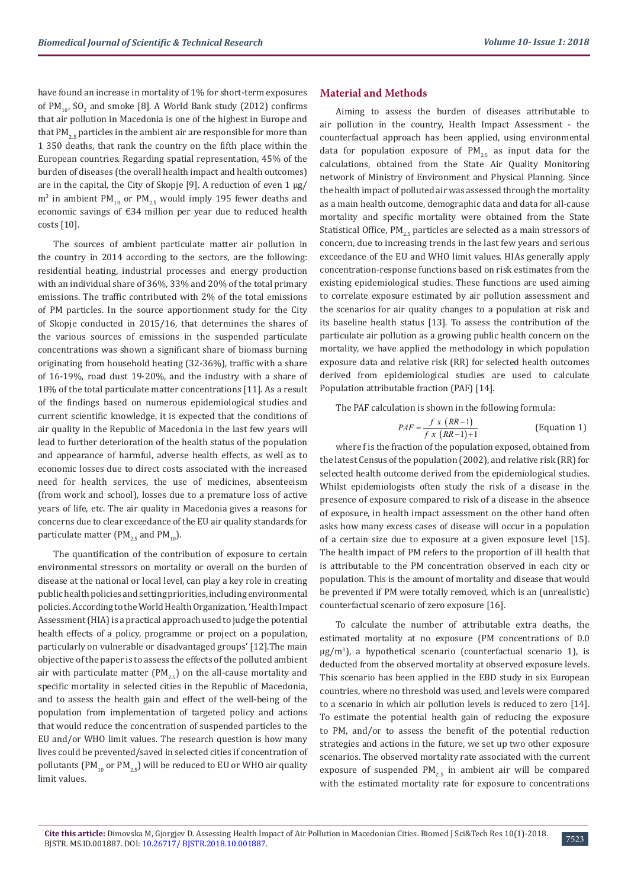have found an increase in mortality of 1% for short-term exposures of $PM_{10}$, $SO_2$ and smoke [8]. A World Bank study (2012) confirms that air pollution in Macedonia is one of the highest in Europe and that $PM_{2.5}$ particles in the ambient air are responsible for more than 1 350 deaths, that rank the country on the fifth place within the European countries. Regarding spatial representation, 45% of the burden of diseases (the overall health impact and health outcomes) are in the capital, the City of Skopje [9]. A reduction of even 1 μg/m$^3$ in ambient $PM_{10}$ or $PM_{2.5}$ would imply 195 fewer deaths and economic savings of €34 million per year due to reduced health costs [10].

The sources of ambient particulate matter air pollution in the country in 2014 according to the sectors, are the following: residential heating, industrial processes and energy production with an individual share of 36%, 33% and 20% of the total primary emissions. The traffic contributed with 2% of the total emissions of PM particles. In the source apportionment study for the City of Skopje conducted in 2015/16, that determines the shares of the various sources of emissions in the suspended particulate concentrations was shown a significant share of biomass burning originating from household heating (32-36%), traffic with a share of 16-19%, road dust 19-20%, and the industry with a share of 18% of the total particulate matter concentrations [11]. As a result of the findings based on numerous epidemiological studies and current scientific knowledge, it is expected that the conditions of air quality in the Republic of Macedonia in the last few years will lead to further deterioration of the health status of the population and appearance of harmful, adverse health effects, as well as to economic losses due to direct costs associated with the increased need for health services, the use of medicines, absenteeism (from work and school), losses due to a premature loss of active years of life, etc. The air quality in Macedonia gives a reasons for concerns due to clear exceedance of the EU air quality standards for particulate matter ($PM_{2.5}$ and $PM_{10}$).

The quantification of the contribution of exposure to certain environmental stressors on mortality or overall on the burden of disease at the national or local level, can play a key role in creating public health policies and setting priorities, including environmental policies. According to the World Health Organization, 'Health Impact Assessment (HIA) is a practical approach used to judge the potential health effects of a policy, programme or project on a population, particularly on vulnerable or disadvantaged groups' [12].The main objective of the paper is to assess the effects of the polluted ambient air with particulate matter ($PM_{2.5}$) on the all-cause mortality and specific mortality in selected cities in the Republic of Macedonia, and to assess the health gain and effect of the well-being of the population from implementation of targeted policy and actions that would reduce the concentration of suspended particles to the EU and/or WHO limit values. The research question is how many lives could be prevented/saved in selected cities if concentration of pollutants ($PM_{10}$ or $PM_{2.5}$) will be reduced to EU or WHO air quality limit values.

## Material and Methods

Aiming to assess the burden of diseases attributable to air pollution in the country, Health Impact Assessment - the counterfactual approach has been applied, using environmental data for population exposure of $PM_{2.5}$ as input data for the calculations, obtained from the State Air Quality Monitoring network of Ministry of Environment and Physical Planning. Since the health impact of polluted air was assessed through the mortality as a main health outcome, demographic data and data for all-cause mortality and specific mortality were obtained from the State Statistical Office, $PM_{2.5}$ particles are selected as a main stressors of concern, due to increasing trends in the last few years and serious exceedance of the EU and WHO limit values. HIAs generally apply concentration-response functions based on risk estimates from the existing epidemiological studies. These functions are used aiming to correlate exposure estimated by air pollution assessment and the scenarios for air quality changes to a population at risk and its baseline health status [13]. To assess the contribution of the particulate air pollution as a growing public health concern on the mortality, we have applied the methodology in which population exposure data and relative risk (RR) for selected health outcomes derived from epidemiological studies are used to calculate Population attributable fraction (PAF) [14].

The PAF calculation is shown in the following formula:

$$PAF = \frac{f \times (RR-1)}{f \times (RR-1)+1} \quad \text{(Equation 1)}$$

where f is the fraction of the population exposed, obtained from the latest Census of the population (2002), and relative risk (RR) for selected health outcome derived from the epidemiological studies. Whilst epidemiologists often study the risk of a disease in the presence of exposure compared to risk of a disease in the absence of exposure, in health impact assessment on the other hand often asks how many excess cases of disease will occur in a population of a certain size due to exposure at a given exposure level [15]. The health impact of PM refers to the proportion of ill health that is attributable to the PM concentration observed in each city or population. This is the amount of mortality and disease that would be prevented if PM were totally removed, which is an (unrealistic) counterfactual scenario of zero exposure [16].

To calculate the number of attributable extra deaths, the estimated mortality at no exposure (PM concentrations of 0.0 μg/m$^3$), a hypothetical scenario (counterfactual scenario 1), is deducted from the observed mortality at observed exposure levels. This scenario has been applied in the EBD study in six European countries, where no threshold was used, and levels were compared to a scenario in which air pollution levels is reduced to zero [14]. To estimate the potential health gain of reducing the exposure to PM, and/or to assess the benefit of the potential reduction strategies and actions in the future, we set up two other exposure scenarios. The observed mortality rate associated with the current exposure of suspended $PM_{2.5}$ in ambient air will be compared with the estimated mortality rate for exposure to concentrations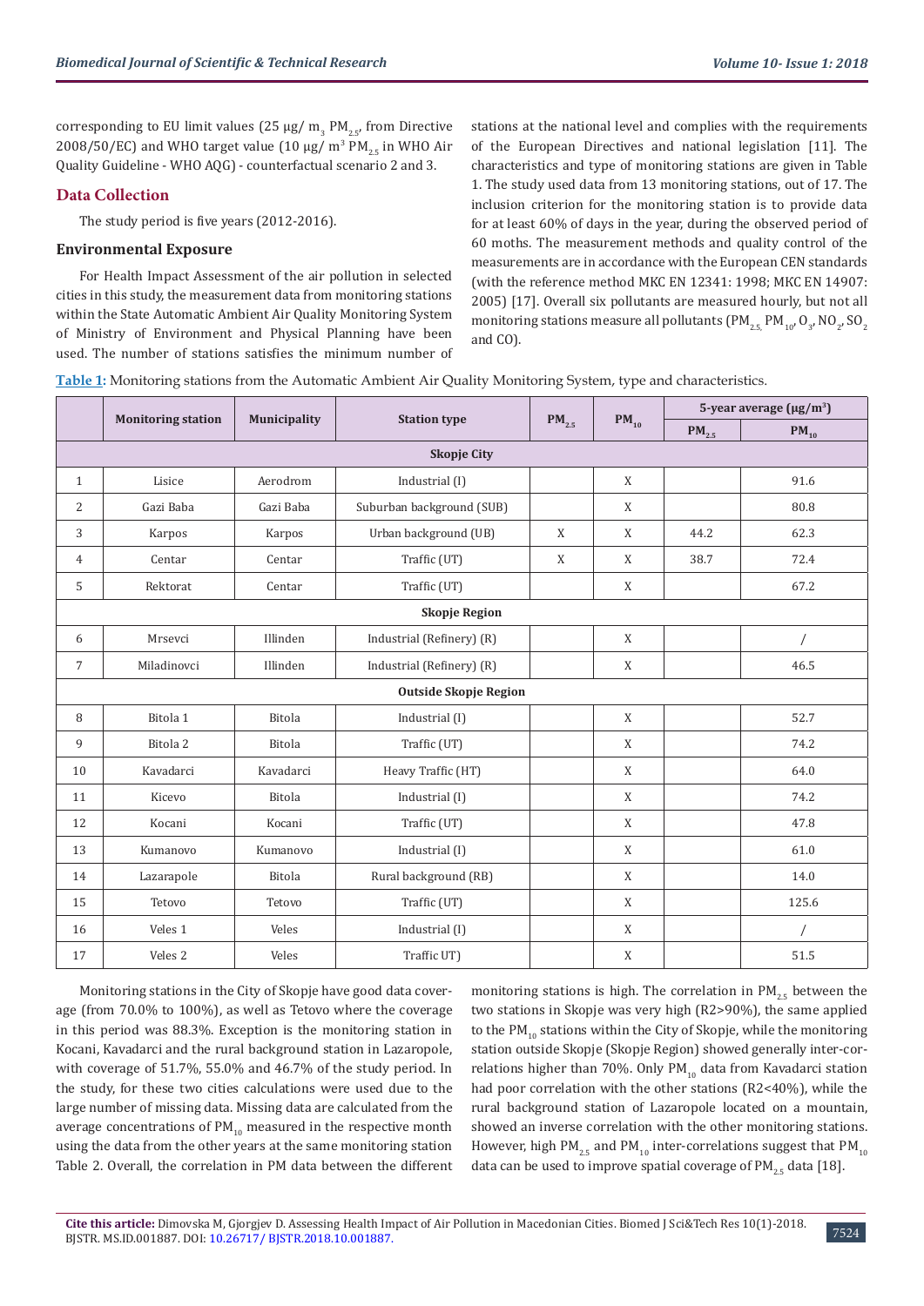corresponding to EU limit values (25 µg/ $m_3$ $PM_{2.5}$, from Directive 2008/50/EC) and WHO target value (10 µg/ $m^3$ $PM_{2.5}$ in WHO Air Quality Guideline - WHO AQG) - counterfactual scenario 2 and 3.

## Data Collection

The study period is five years (2012-2016).

### Environmental Exposure

For Health Impact Assessment of the air pollution in selected cities in this study, the measurement data from monitoring stations within the State Automatic Ambient Air Quality Monitoring System of Ministry of Environment and Physical Planning have been used. The number of stations satisfies the minimum number of stations at the national level and complies with the requirements of the European Directives and national legislation [11]. The characteristics and type of monitoring stations are given in Table 1. The study used data from 13 monitoring stations, out of 17. The inclusion criterion for the monitoring station is to provide data for at least 60% of days in the year, during the observed period of 60 moths. The measurement methods and quality control of the measurements are in accordance with the European CEN standards (with the reference method MKC EN 12341: 1998; MKC EN 14907: 2005) [17]. Overall six pollutants are measured hourly, but not all monitoring stations measure all pollutants ($PM_{2.5,}$ $PM_{10}$, $O_3$, $NO_2$, $SO_2$ and CO).

**Table 1:** Monitoring stations from the Automatic Ambient Air Quality Monitoring System, type and characteristics.

| | Monitoring station | Municipality | Station type | $PM_{2.5}$ | $PM_{10}$ | 5-year average (µg/$m^3$) | |
|---|---|---|---|---|---|---|---|
| | | | | | | $PM_{2.5}$ | $PM_{10}$ |
| **Skopje City** | | | | | | | |
| 1 | Lisice | Aerodrom | Industrial (I) | | X | | 91.6 |
| 2 | Gazi Baba | Gazi Baba | Suburban background (SUB) | | X | | 80.8 |
| 3 | Karpos | Karpos | Urban background (UB) | X | X | 44.2 | 62.3 |
| 4 | Centar | Centar | Traffic (UT) | X | X | 38.7 | 72.4 |
| 5 | Rektorat | Centar | Traffic (UT) | | X | | 67.2 |
| **Skopje Region** | | | | | | | |
| 6 | Mrsevci | Illinden | Industrial (Refinery) (R) | | X | | / |
| 7 | Miladinovci | Illinden | Industrial (Refinery) (R) | | X | | 46.5 |
| **Outside Skopje Region** | | | | | | | |
| 8 | Bitola 1 | Bitola | Industrial (I) | | X | | 52.7 |
| 9 | Bitola 2 | Bitola | Traffic (UT) | | X | | 74.2 |
| 10 | Kavadarci | Kavadarci | Heavy Traffic (HT) | | X | | 64.0 |
| 11 | Kicevo | Bitola | Industrial (I) | | X | | 74.2 |
| 12 | Kocani | Kocani | Traffic (UT) | | X | | 47.8 |
| 13 | Kumanovo | Kumanovo | Industrial (I) | | X | | 61.0 |
| 14 | Lazarapole | Bitola | Rural background (RB) | | X | | 14.0 |
| 15 | Tetovo | Tetovo | Traffic (UT) | | X | | 125.6 |
| 16 | Veles 1 | Veles | Industrial (I) | | X | | / |
| 17 | Veles 2 | Veles | Traffic UT) | | X | | 51.5 |

Monitoring stations in the City of Skopje have good data coverage (from 70.0% to 100%), as well as Tetovo where the coverage in this period was 88.3%. Exception is the monitoring station in Kocani, Kavadarci and the rural background station in Lazaropole, with coverage of 51.7%, 55.0% and 46.7% of the study period. In the study, for these two cities calculations were used due to the large number of missing data. Missing data are calculated from the average concentrations of $PM_{10}$ measured in the respective month using the data from the other years at the same monitoring station Table 2. Overall, the correlation in PM data between the different monitoring stations is high. The correlation in $PM_{2.5}$ between the two stations in Skopje was very high (R2>90%), the same applied to the $PM_{10}$ stations within the City of Skopje, while the monitoring station outside Skopje (Skopje Region) showed generally inter-correlations higher than 70%. Only $PM_{10}$ data from Kavadarci station had poor correlation with the other stations (R2<40%), while the rural background station of Lazaropole located on a mountain, showed an inverse correlation with the other monitoring stations. However, high $PM_{2.5}$ and $PM_{10}$ inter-correlations suggest that $PM_{10}$ data can be used to improve spatial coverage of $PM_{2.5}$ data [18].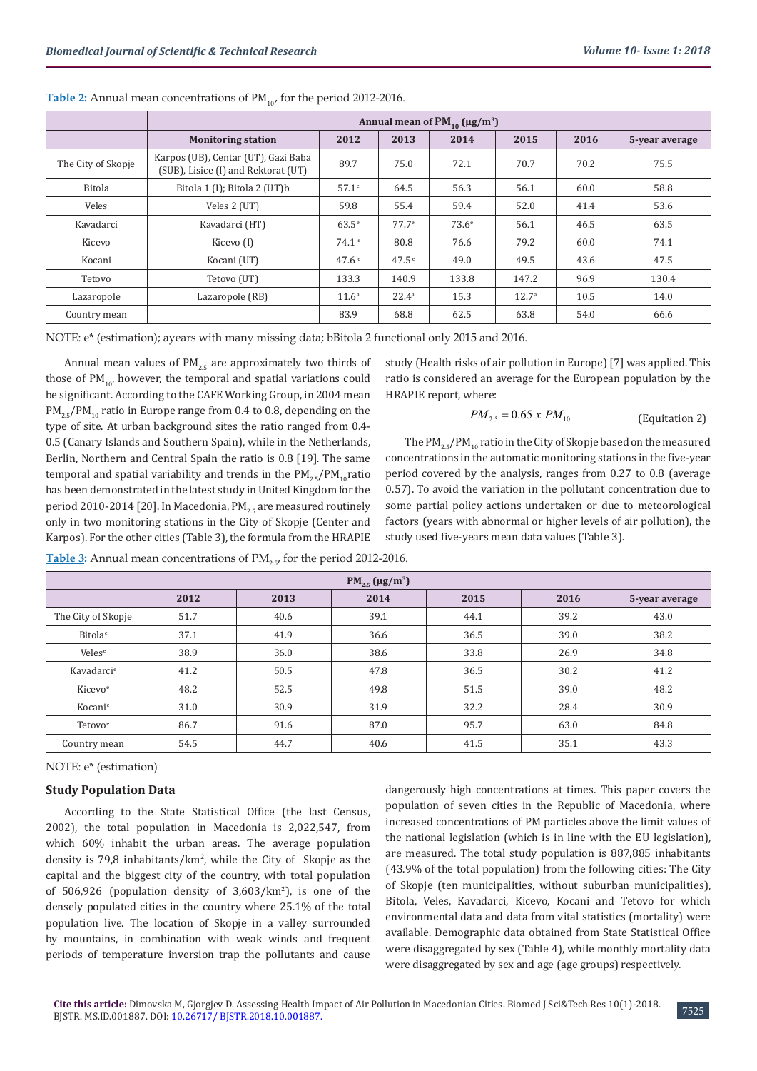**Table 2:** Annual mean concentrations of $PM_{10}$, for the period 2012-2016.

| | Annual mean of $PM_{10}$ (μg/m³) | | | | | | |
|---|---|---|---|---|---|---|---|
| | Monitoring station | 2012 | 2013 | 2014 | 2015 | 2016 | 5-year average |
| The City of Skopje | Karpos (UB), Centar (UT), Gazi Baba (SUB), Lisice (I) and Rektorat (UT) | 89.7 | 75.0 | 72.1 | 70.7 | 70.2 | 75.5 |
| Bitola | Bitola 1 (I); Bitola 2 (UT)b | 57.1[e] | 64.5 | 56.3 | 56.1 | 60.0 | 58.8 |
| Veles | Veles 2 (UT) | 59.8 | 55.4 | 59.4 | 52.0 | 41.4 | 53.6 |
| Kavadarci | Kavadarci (HT) | 63.5[e] | 77.7[e] | 73.6[e] | 56.1 | 46.5 | 63.5 |
| Kicevo | Kicevo (I) | 74.1 [e] | 80.8 | 76.6 | 79.2 | 60.0 | 74.1 |
| Kocani | Kocani (UT) | 47.6 [e] | 47.5[e] | 49.0 | 49.5 | 43.6 | 47.5 |
| Tetovo | Tetovo (UT) | 133.3 | 140.9 | 133.8 | 147.2 | 96.9 | 130.4 |
| Lazaropole | Lazaropole (RB) | 11.6[a] | 22.4[a] | 15.3 | 12.7[a] | 10.5 | 14.0 |
| Country mean | | 83.9 | 68.8 | 62.5 | 63.8 | 54.0 | 66.6 |

NOTE: e* (estimation); ayears with many missing data; bBitola 2 functional only 2015 and 2016.

Annual mean values of $PM_{2.5}$ are approximately two thirds of those of $PM_{10}$, however, the temporal and spatial variations could be significant. According to the CAFE Working Group, in 2004 mean $PM_{2.5}/PM_{10}$ ratio in Europe range from 0.4 to 0.8, depending on the type of site. At urban background sites the ratio ranged from 0.4-0.5 (Canary Islands and Southern Spain), while in the Netherlands, Berlin, Northern and Central Spain the ratio is 0.8 [19]. The same temporal and spatial variability and trends in the $PM_{2.5}/PM_{10}$ ratio has been demonstrated in the latest study in United Kingdom for the period 2010-2014 [20]. In Macedonia, $PM_{2.5}$ are measured routinely only in two monitoring stations in the City of Skopje (Center and Karpos). For the other cities (Table 3), the formula from the HRAPIE study (Health risks of air pollution in Europe) [7] was applied. This ratio is considered an average for the European population by the HRAPIE report, where:

$$PM_{2.5} = 0.65 \ x \ PM_{10} \qquad \text{(Equitation 2)}$$

The $PM_{2.5}/PM_{10}$ ratio in the City of Skopje based on the measured concentrations in the automatic monitoring stations in the five-year period covered by the analysis, ranges from 0.27 to 0.8 (average 0.57). To avoid the variation in the pollutant concentration due to some partial policy actions undertaken or due to meteorological factors (years with abnormal or higher levels of air pollution), the study used five-years mean data values (Table 3).

**Table 3:** Annual mean concentrations of $PM_{2.5}$, for the period 2012-2016.

| | $PM_{2.5}$ (μg/m³) | | | | | |
|---|---|---|---|---|---|---|
| | 2012 | 2013 | 2014 | 2015 | 2016 | 5-year average |
| The City of Skopje | 51.7 | 40.6 | 39.1 | 44.1 | 39.2 | 43.0 |
| Bitola[e] | 37.1 | 41.9 | 36.6 | 36.5 | 39.0 | 38.2 |
| Veles[e] | 38.9 | 36.0 | 38.6 | 33.8 | 26.9 | 34.8 |
| Kavadarci[e] | 41.2 | 50.5 | 47.8 | 36.5 | 30.2 | 41.2 |
| Kicevo[e] | 48.2 | 52.5 | 49.8 | 51.5 | 39.0 | 48.2 |
| Kocani[e] | 31.0 | 30.9 | 31.9 | 32.2 | 28.4 | 30.9 |
| Tetovo[e] | 86.7 | 91.6 | 87.0 | 95.7 | 63.0 | 84.8 |
| Country mean | 54.5 | 44.7 | 40.6 | 41.5 | 35.1 | 43.3 |

NOTE: e* (estimation)

## Study Population Data

According to the State Statistical Office (the last Census, 2002), the total population in Macedonia is 2,022,547, from which 60% inhabit the urban areas. The average population density is 79,8 inhabitants/km², while the City of Skopje as the capital and the biggest city of the country, with total population of 506,926 (population density of 3,603/km²), is one of the densely populated cities in the country where 25.1% of the total population live. The location of Skopje in a valley surrounded by mountains, in combination with weak winds and frequent periods of temperature inversion trap the pollutants and cause dangerously high concentrations at times. This paper covers the population of seven cities in the Republic of Macedonia, where increased concentrations of PM particles above the limit values of the national legislation (which is in line with the EU legislation), are measured. The total study population is 887,885 inhabitants (43.9% of the total population) from the following cities: The City of Skopje (ten municipalities, without suburban municipalities), Bitola, Veles, Kavadarci, Kicevo, Kocani and Tetovo for which environmental data and data from vital statistics (mortality) were available. Demographic data obtained from State Statistical Office were disaggregated by sex (Table 4), while monthly mortality data were disaggregated by sex and age (age groups) respectively.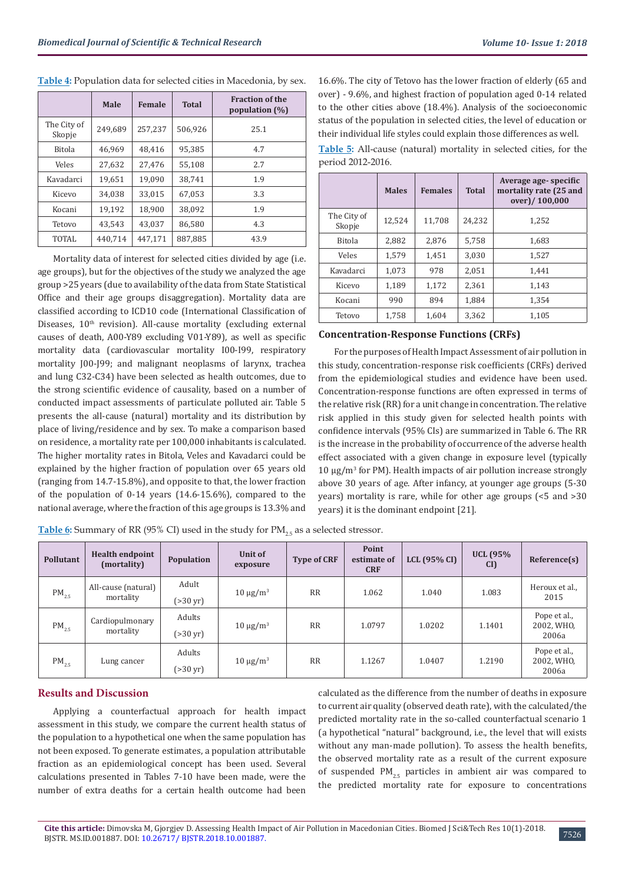**Table 4:** Population data for selected cities in Macedonia, by sex.

| | Male | Female | Total | Fraction of the population (%) |
|---|---|---|---|---|
| The City of Skopje | 249,689 | 257,237 | 506,926 | 25.1 |
| Bitola | 46,969 | 48,416 | 95,385 | 4.7 |
| Veles | 27,632 | 27,476 | 55,108 | 2.7 |
| Kavadarci | 19,651 | 19,090 | 38,741 | 1.9 |
| Kicevo | 34,038 | 33,015 | 67,053 | 3.3 |
| Kocani | 19,192 | 18,900 | 38,092 | 1.9 |
| Tetovo | 43,543 | 43,037 | 86,580 | 4.3 |
| TOTAL | 440,714 | 447,171 | 887,885 | 43.9 |

Mortality data of interest for selected cities divided by age (i.e. age groups), but for the objectives of the study we analyzed the age group >25 years (due to availability of the data from State Statistical Office and their age groups disaggregation). Mortality data are classified according to ICD10 code (International Classification of Diseases, 10th revision). All-cause mortality (excluding external causes of death, A00-Y89 excluding V01-Y89), as well as specific mortality data (cardiovascular mortality I00-I99, respiratory mortality J00-J99; and malignant neoplasms of larynx, trachea and lung C32-C34) have been selected as health outcomes, due to the strong scientific evidence of causality, based on a number of conducted impact assessments of particulate polluted air. Table 5 presents the all-cause (natural) mortality and its distribution by place of living/residence and by sex. To make a comparison based on residence, a mortality rate per 100,000 inhabitants is calculated. The higher mortality rates in Bitola, Veles and Kavadarci could be explained by the higher fraction of population over 65 years old (ranging from 14.7-15.8%), and opposite to that, the lower fraction of the population of 0-14 years (14.6-15.6%), compared to the national average, where the fraction of this age groups is 13.3% and 16.6%. The city of Tetovo has the lower fraction of elderly (65 and over) - 9.6%, and highest fraction of population aged 0-14 related to the other cities above (18.4%). Analysis of the socioeconomic status of the population in selected cities, the level of education or their individual life styles could explain those differences as well.

**Table 5:** All-cause (natural) mortality in selected cities, for the period 2012-2016.

| | Males | Females | Total | Average age- specific mortality rate (25 and over)/ 100,000 |
|---|---|---|---|---|
| The City of Skopje | 12,524 | 11,708 | 24,232 | 1,252 |
| Bitola | 2,882 | 2,876 | 5,758 | 1,683 |
| Veles | 1,579 | 1,451 | 3,030 | 1,527 |
| Kavadarci | 1,073 | 978 | 2,051 | 1,441 |
| Kicevo | 1,189 | 1,172 | 2,361 | 1,143 |
| Kocani | 990 | 894 | 1,884 | 1,354 |
| Tetovo | 1,758 | 1,604 | 3,362 | 1,105 |

### Concentration-Response Functions (CRFs)

For the purposes of Health Impact Assessment of air pollution in this study, concentration-response risk coefficients (CRFs) derived from the epidemiological studies and evidence have been used. Concentration-response functions are often expressed in terms of the relative risk (RR) for a unit change in concentration. The relative risk applied in this study given for selected health points with confidence intervals (95% CIs) are summarized in Table 6. The RR is the increase in the probability of occurrence of the adverse health effect associated with a given change in exposure level (typically 10 μg/m$^3$ for PM). Health impacts of air pollution increase strongly above 30 years of age. After infancy, at younger age groups (5-30 years) mortality is rare, while for other age groups (<5 and >30 years) it is the dominant endpoint [21].

**Table 6:** Summary of RR (95% CI) used in the study for $PM_{2.5}$ as a selected stressor.

| Pollutant | Health endpoint (mortality) | Population | Unit of exposure | Type of CRF | Point estimate of CRF | LCL (95% CI) | UCL (95% CI) | Reference(s) |
|---|---|---|---|---|---|---|---|---|
| $PM_{2.5}$ | All-cause (natural) mortality | Adult (>30 yr) | 10 μg/m$^3$ | RR | 1.062 | 1.040 | 1.083 | Heroux et al., 2015 |
| $PM_{2.5}$ | Cardiopulmonary mortality | Adults (>30 yr) | 10 μg/m$^3$ | RR | 1.0797 | 1.0202 | 1.1401 | Pope et al., 2002, WHO, 2006a |
| $PM_{2.5}$ | Lung cancer | Adults (>30 yr) | 10 μg/m$^3$ | RR | 1.1267 | 1.0407 | 1.2190 | Pope et al., 2002, WHO, 2006a |

## Results and Discussion

Applying a counterfactual approach for health impact assessment in this study, we compare the current health status of the population to a hypothetical one when the same population has not been exposed. To generate estimates, a population attributable fraction as an epidemiological concept has been used. Several calculations presented in Tables 7-10 have been made, were the number of extra deaths for a certain health outcome had been calculated as the difference from the number of deaths in exposure to current air quality (observed death rate), with the calculated/the predicted mortality rate in the so-called counterfactual scenario 1 (a hypothetical "natural" background, i.e., the level that will exists without any man-made pollution). To assess the health benefits, the observed mortality rate as a result of the current exposure of suspended $PM_{2.5}$ particles in ambient air was compared to the predicted mortality rate for exposure to concentrations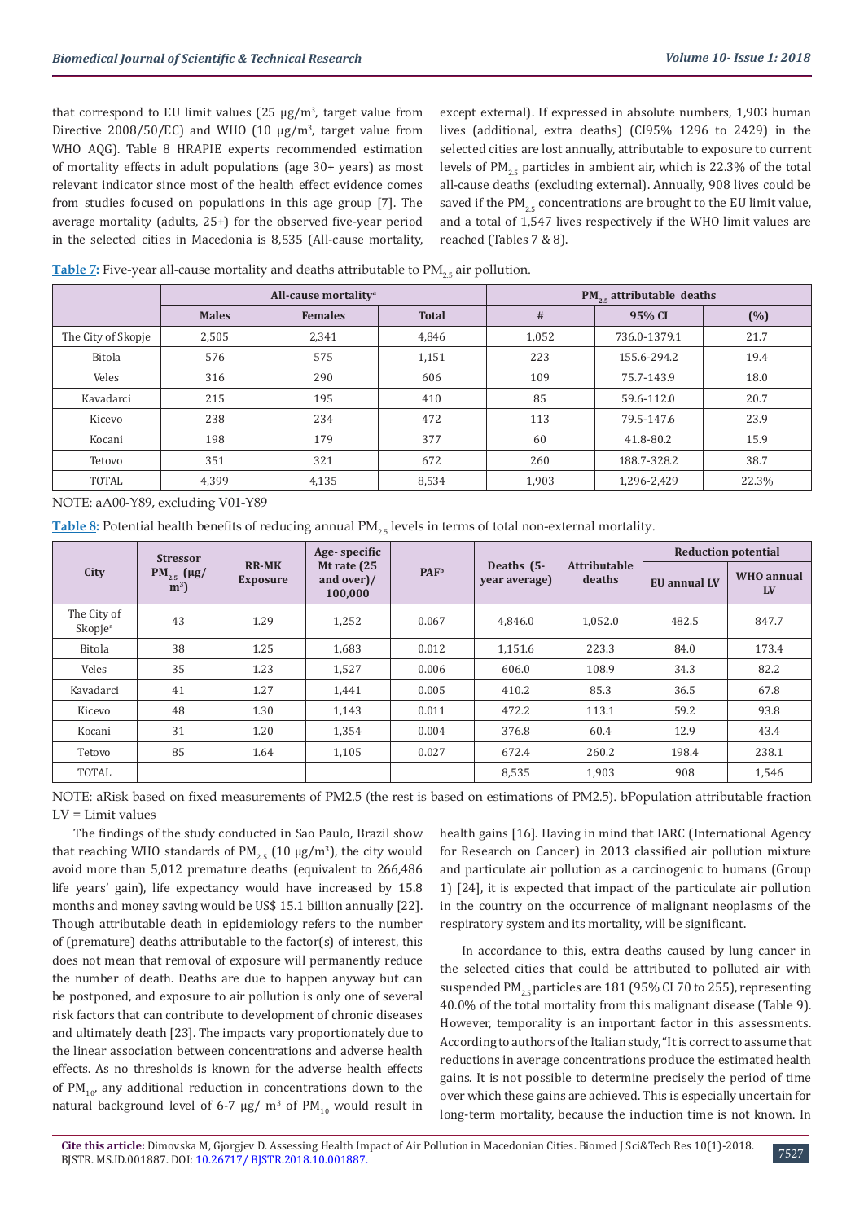that correspond to EU limit values (25 μg/m³, target value from Directive 2008/50/EC) and WHO (10 μg/m³, target value from WHO AQG). Table 8 HRAPIE experts recommended estimation of mortality effects in adult populations (age 30+ years) as most relevant indicator since most of the health effect evidence comes from studies focused on populations in this age group [7]. The average mortality (adults, 25+) for the observed five-year period in the selected cities in Macedonia is 8,535 (All-cause mortality, except external). If expressed in absolute numbers, 1,903 human lives (additional, extra deaths) (CI95% 1296 to 2429) in the selected cities are lost annually, attributable to exposure to current levels of $PM_{2.5}$ particles in ambient air, which is 22.3% of the total all-cause deaths (excluding external). Annually, 908 lives could be saved if the $PM_{2.5}$ concentrations are brought to the EU limit value, and a total of 1,547 lives respectively if the WHO limit values are reached (Tables 7 & 8).

**Table 7:** Five-year all-cause mortality and deaths attributable to $PM_{2.5}$ air pollution.

| | All-cause mortality[a] | | | $PM_{2.5}$ attributable deaths | | |
|---|---|---|---|---|---|---|
| | Males | Females | Total | # | 95% CI | (%) |
| The City of Skopje | 2,505 | 2,341 | 4,846 | 1,052 | 736.0-1379.1 | 21.7 |
| Bitola | 576 | 575 | 1,151 | 223 | 155.6-294.2 | 19.4 |
| Veles | 316 | 290 | 606 | 109 | 75.7-143.9 | 18.0 |
| Kavadarci | 215 | 195 | 410 | 85 | 59.6-112.0 | 20.7 |
| Kicevo | 238 | 234 | 472 | 113 | 79.5-147.6 | 23.9 |
| Kocani | 198 | 179 | 377 | 60 | 41.8-80.2 | 15.9 |
| Tetovo | 351 | 321 | 672 | 260 | 188.7-328.2 | 38.7 |
| TOTAL | 4,399 | 4,135 | 8,534 | 1,903 | 1,296-2,429 | 22.3% |

NOTE: aA00-Y89, excluding V01-Y89

**Table 8:** Potential health benefits of reducing annual $PM_{2.5}$ levels in terms of total non-external mortality.

| City | Stressor $PM_{2.5}$ (μg/m³) | RR-MK Exposure | Age- specific Mt rate (25 and over)/ 100,000 | PAF[b] | Deaths (5-year average) | Attributable deaths | Reduction potential | |
|---|---|---|---|---|---|---|---|---|
| | | | | | | | EU annual LV | WHO annual LV |
| The City of Skopje[a] | 43 | 1.29 | 1,252 | 0.067 | 4,846.0 | 1,052.0 | 482.5 | 847.7 |
| Bitola | 38 | 1.25 | 1,683 | 0.012 | 1,151.6 | 223.3 | 84.0 | 173.4 |
| Veles | 35 | 1.23 | 1,527 | 0.006 | 606.0 | 108.9 | 34.3 | 82.2 |
| Kavadarci | 41 | 1.27 | 1,441 | 0.005 | 410.2 | 85.3 | 36.5 | 67.8 |
| Kicevo | 48 | 1.30 | 1,143 | 0.011 | 472.2 | 113.1 | 59.2 | 93.8 |
| Kocani | 31 | 1.20 | 1,354 | 0.004 | 376.8 | 60.4 | 12.9 | 43.4 |
| Tetovo | 85 | 1.64 | 1,105 | 0.027 | 672.4 | 260.2 | 198.4 | 238.1 |
| TOTAL | | | | | 8,535 | 1,903 | 908 | 1,546 |

NOTE: aRisk based on fixed measurements of PM2.5 (the rest is based on estimations of PM2.5). bPopulation attributable fraction
LV = Limit values

The findings of the study conducted in Sao Paulo, Brazil show that reaching WHO standards of $PM_{2.5}$ (10 μg/m³), the city would avoid more than 5,012 premature deaths (equivalent to 266,486 life years' gain), life expectancy would have increased by 15.8 months and money saving would be US$ 15.1 billion annually [22]. Though attributable death in epidemiology refers to the number of (premature) deaths attributable to the factor(s) of interest, this does not mean that removal of exposure will permanently reduce the number of death. Deaths are due to happen anyway but can be postponed, and exposure to air pollution is only one of several risk factors that can contribute to development of chronic diseases and ultimately death [23]. The impacts vary proportionately due to the linear association between concentrations and adverse health effects. As no thresholds is known for the adverse health effects of $PM_{10}$, any additional reduction in concentrations down to the natural background level of 6-7 μg/ m³ of $PM_{10}$ would result in health gains [16]. Having in mind that IARC (International Agency for Research on Cancer) in 2013 classified air pollution mixture and particulate air pollution as a carcinogenic to humans (Group 1) [24], it is expected that impact of the particulate air pollution in the country on the occurrence of malignant neoplasms of the respiratory system and its mortality, will be significant.

In accordance to this, extra deaths caused by lung cancer in the selected cities that could be attributed to polluted air with suspended $PM_{2.5}$ particles are 181 (95% CI 70 to 255), representing 40.0% of the total mortality from this malignant disease (Table 9). However, temporality is an important factor in this assessments. According to authors of the Italian study, "It is correct to assume that reductions in average concentrations produce the estimated health gains. It is not possible to determine precisely the period of time over which these gains are achieved. This is especially uncertain for long-term mortality, because the induction time is not known. In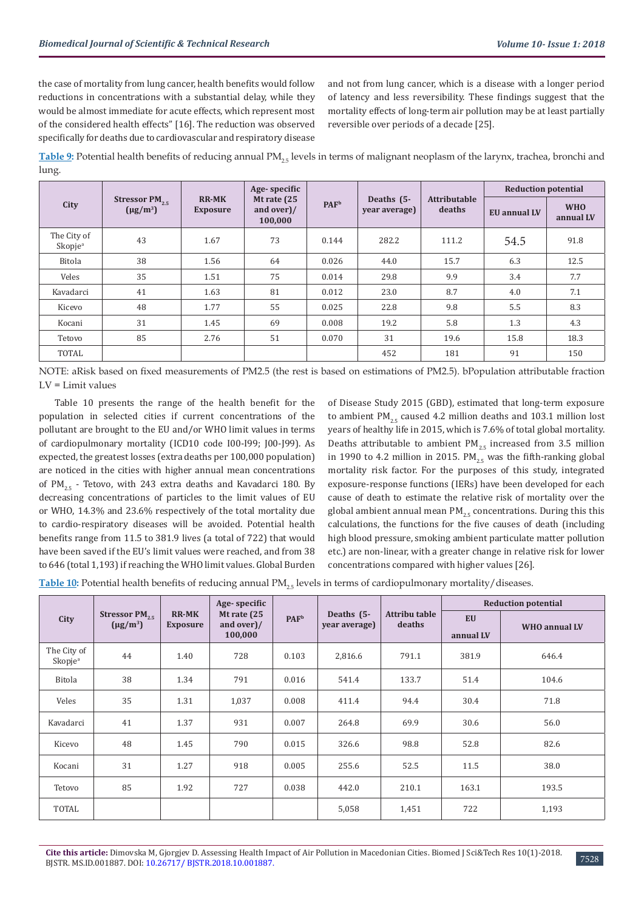the case of mortality from lung cancer, health benefits would follow reductions in concentrations with a substantial delay, while they would be almost immediate for acute effects, which represent most of the considered health effects" [16]. The reduction was observed specifically for deaths due to cardiovascular and respiratory disease and not from lung cancer, which is a disease with a longer period of latency and less reversibility. These findings suggest that the mortality effects of long-term air pollution may be at least partially reversible over periods of a decade [25].

**Table 9:** Potential health benefits of reducing annual $PM_{2.5}$ levels in terms of malignant neoplasm of the larynx, trachea, bronchi and lung.

| City | Stressor $PM_{2.5}$ (μg/m³) | RR-MK Exposure | Age- specific Mt rate (25 and over)/ 100,000 | PAF[b] | Deaths (5-year average) | Attributable deaths | Reduction potential | |
|---|---|---|---|---|---|---|---|---|
| | | | | | | | EU annual LV | WHO annual LV |
| The City of Skopje[a] | 43 | 1.67 | 73 | 0.144 | 282.2 | 111.2 | 54.5 | 91.8 |
| Bitola | 38 | 1.56 | 64 | 0.026 | 44.0 | 15.7 | 6.3 | 12.5 |
| Veles | 35 | 1.51 | 75 | 0.014 | 29.8 | 9.9 | 3.4 | 7.7 |
| Kavadarci | 41 | 1.63 | 81 | 0.012 | 23.0 | 8.7 | 4.0 | 7.1 |
| Kicevo | 48 | 1.77 | 55 | 0.025 | 22.8 | 9.8 | 5.5 | 8.3 |
| Kocani | 31 | 1.45 | 69 | 0.008 | 19.2 | 5.8 | 1.3 | 4.3 |
| Tetovo | 85 | 2.76 | 51 | 0.070 | 31 | 19.6 | 15.8 | 18.3 |
| TOTAL | | | | | 452 | 181 | 91 | 150 |

NOTE: aRisk based on fixed measurements of PM2.5 (the rest is based on estimations of PM2.5). bPopulation attributable fraction LV = Limit values

Table 10 presents the range of the health benefit for the population in selected cities if current concentrations of the pollutant are brought to the EU and/or WHO limit values in terms of cardiopulmonary mortality (ICD10 code I00-I99; J00-J99). As expected, the greatest losses (extra deaths per 100,000 population) are noticed in the cities with higher annual mean concentrations of $PM_{2.5}$ - Tetovo, with 243 extra deaths and Kavadarci 180. By decreasing concentrations of particles to the limit values of EU or WHO, 14.3% and 23.6% respectively of the total mortality due to cardio-respiratory diseases will be avoided. Potential health benefits range from 11.5 to 381.9 lives (a total of 722) that would have been saved if the EU's limit values were reached, and from 38 to 646 (total 1,193) if reaching the WHO limit values. Global Burden of Disease Study 2015 (GBD), estimated that long-term exposure to ambient $PM_{2.5}$ caused 4.2 million deaths and 103.1 million lost years of healthy life in 2015, which is 7.6% of total global mortality. Deaths attributable to ambient $PM_{2.5}$ increased from 3.5 million in 1990 to 4.2 million in 2015. $PM_{2.5}$ was the fifth-ranking global mortality risk factor. For the purposes of this study, integrated exposure-response functions (IERs) have been developed for each cause of death to estimate the relative risk of mortality over the global ambient annual mean $PM_{2.5}$ concentrations. During this this calculations, the functions for the five causes of death (including high blood pressure, smoking ambient particulate matter pollution etc.) are non-linear, with a greater change in relative risk for lower concentrations compared with higher values [26].

**Table 10:** Potential health benefits of reducing annual $PM_{2.5}$ levels in terms of cardiopulmonary mortality/diseases.

| City | Stressor $PM_{2.5}$ (μg/m³) | RR-MK Exposure | Age- specific Mt rate (25 and over)/ 100,000 | PAF[b] | Deaths (5-year average) | Attributable deaths | Reduction potential | |
|---|---|---|---|---|---|---|---|---|
| | | | | | | | EU annual LV | WHO annual LV |
| The City of Skopje[a] | 44 | 1.40 | 728 | 0.103 | 2,816.6 | 791.1 | 381.9 | 646.4 |
| Bitola | 38 | 1.34 | 791 | 0.016 | 541.4 | 133.7 | 51.4 | 104.6 |
| Veles | 35 | 1.31 | 1,037 | 0.008 | 411.4 | 94.4 | 30.4 | 71.8 |
| Kavadarci | 41 | 1.37 | 931 | 0.007 | 264.8 | 69.9 | 30.6 | 56.0 |
| Kicevo | 48 | 1.45 | 790 | 0.015 | 326.6 | 98.8 | 52.8 | 82.6 |
| Kocani | 31 | 1.27 | 918 | 0.005 | 255.6 | 52.5 | 11.5 | 38.0 |
| Tetovo | 85 | 1.92 | 727 | 0.038 | 442.0 | 210.1 | 163.1 | 193.5 |
| TOTAL | | | | | 5,058 | 1,451 | 722 | 1,193 |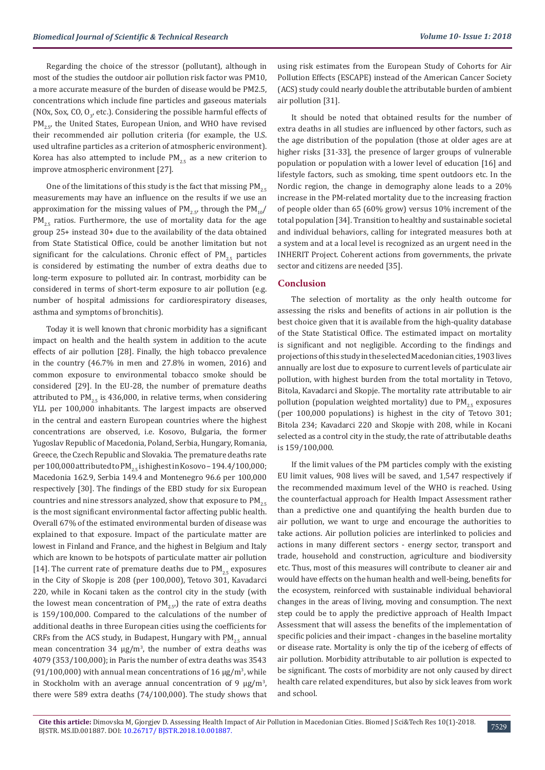Regarding the choice of the stressor (pollutant), although in most of the studies the outdoor air pollution risk factor was PM10, a more accurate measure of the burden of disease would be PM2.5, concentrations which include fine particles and gaseous materials (NOx, Sox, CO, $O_3$, etc.). Considering the possible harmful effects of $PM_{2.5}$, the United States, European Union, and WHO have revised their recommended air pollution criteria (for example, the U.S. used ultrafine particles as a criterion of atmospheric environment). Korea has also attempted to include $PM_{2.5}$ as a new criterion to improve atmospheric environment [27].

One of the limitations of this study is the fact that missing $PM_{2.5}$ measurements may have an influence on the results if we use an approximation for the missing values of $PM_{2.5}$, through the $PM_{10}$/$PM_{2.5}$ ratios. Furthermore, the use of mortality data for the age group 25+ instead 30+ due to the availability of the data obtained from State Statistical Office, could be another limitation but not significant for the calculations. Chronic effect of $PM_{2.5}$ particles is considered by estimating the number of extra deaths due to long-term exposure to polluted air. In contrast, morbidity can be considered in terms of short-term exposure to air pollution (e.g. number of hospital admissions for cardiorespiratory diseases, asthma and symptoms of bronchitis).

Today it is well known that chronic morbidity has a significant impact on health and the health system in addition to the acute effects of air pollution [28]. Finally, the high tobacco prevalence in the country (46.7% in men and 27.8% in women, 2016) and common exposure to environmental tobacco smoke should be considered [29]. In the EU-28, the number of premature deaths attributed to $PM_{2.5}$ is 436,000, in relative terms, when considering YLL per 100,000 inhabitants. The largest impacts are observed in the central and eastern European countries where the highest concentrations are observed, i.e. Kosovo, Bulgaria, the former Yugoslav Republic of Macedonia, Poland, Serbia, Hungary, Romania, Greece, the Czech Republic and Slovakia. The premature deaths rate per 100,000 attributed to $PM_{2.5}$ is highest in Kosovo – 194.4/100,000; Macedonia 162.9, Serbia 149.4 and Montenegro 96.6 per 100,000 respectively [30]. The findings of the EBD study for six European countries and nine stressors analyzed, show that exposure to $PM_{2.5}$ is the most significant environmental factor affecting public health. Overall 67% of the estimated environmental burden of disease was explained to that exposure. Impact of the particulate matter are lowest in Finland and France, and the highest in Belgium and Italy which are known to be hotspots of particulate matter air pollution [14]. The current rate of premature deaths due to $PM_{2.5}$ exposures in the City of Skopje is 208 (per 100,000), Tetovo 301, Kavadarci 220, while in Kocani taken as the control city in the study (with the lowest mean concentration of $PM_{2.5}$), the rate of extra deaths is 159/100,000. Compared to the calculations of the number of additional deaths in three European cities using the coefficients for CRFs from the ACS study, in Budapest, Hungary with $PM_{2.5}$ annual mean concentration 34 μg/m$^3$, the number of extra deaths was 4079 (353/100,000); in Paris the number of extra deaths was 3543 (91/100,000) with annual mean concentrations of 16 μg/m$^3$, while in Stockholm with an average annual concentration of 9 μg/m$^3$, there were 589 extra deaths (74/100,000). The study shows that using risk estimates from the European Study of Cohorts for Air Pollution Effects (ESCAPE) instead of the American Cancer Society (ACS) study could nearly double the attributable burden of ambient air pollution [31].

It should be noted that obtained results for the number of extra deaths in all studies are influenced by other factors, such as the age distribution of the population (those at older ages are at higher risks [31-33], the presence of larger groups of vulnerable population or population with a lower level of education [16] and lifestyle factors, such as smoking, time spent outdoors etc. In the Nordic region, the change in demography alone leads to a 20% increase in the PM-related mortality due to the increasing fraction of people older than 65 (60% grow) versus 10% increment of the total population [34]. Transition to healthy and sustainable societal and individual behaviors, calling for integrated measures both at a system and at a local level is recognized as an urgent need in the INHERIT Project. Coherent actions from governments, the private sector and citizens are needed [35].

## Conclusion

The selection of mortality as the only health outcome for assessing the risks and benefits of actions in air pollution is the best choice given that it is available from the high-quality database of the State Statistical Office. The estimated impact on mortality is significant and not negligible. According to the findings and projections of this study in the selected Macedonian cities, 1903 lives annually are lost due to exposure to current levels of particulate air pollution, with highest burden from the total mortality in Tetovo, Bitola, Kavadarci and Skopje. The mortality rate attributable to air pollution (population weighted mortality) due to $PM_{2.5}$ exposures (per 100,000 populations) is highest in the city of Tetovo 301; Bitola 234; Kavadarci 220 and Skopje with 208, while in Kocani selected as a control city in the study, the rate of attributable deaths is 159/100,000.

If the limit values of the PM particles comply with the existing EU limit values, 908 lives will be saved, and 1,547 respectively if the recommended maximum level of the WHO is reached. Using the counterfactual approach for Health Impact Assessment rather than a predictive one and quantifying the health burden due to air pollution, we want to urge and encourage the authorities to take actions. Air pollution policies are interlinked to policies and actions in many different sectors - energy sector, transport and trade, household and construction, agriculture and biodiversity etc. Thus, most of this measures will contribute to cleaner air and would have effects on the human health and well-being, benefits for the ecosystem, reinforced with sustainable individual behavioral changes in the areas of living, moving and consumption. The next step could be to apply the predictive approach of Health Impact Assessment that will assess the benefits of the implementation of specific policies and their impact - changes in the baseline mortality or disease rate. Mortality is only the tip of the iceberg of effects of air pollution. Morbidity attributable to air pollution is expected to be significant. The costs of morbidity are not only caused by direct health care related expenditures, but also by sick leaves from work and school.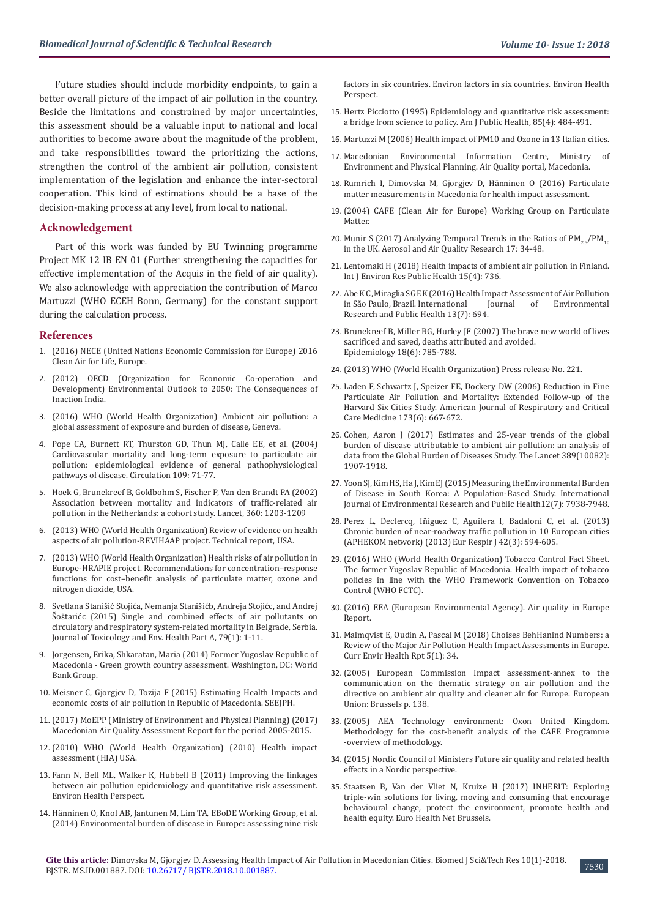Future studies should include morbidity endpoints, to gain a better overall picture of the impact of air pollution in the country. Beside the limitations and constrained by major uncertainties, this assessment should be a valuable input to national and local authorities to become aware about the magnitude of the problem, and take responsibilities toward the prioritizing the actions, strengthen the control of the ambient air pollution, consistent implementation of the legislation and enhance the inter-sectoral cooperation. This kind of estimations should be a base of the decision-making process at any level, from local to national.

## Acknowledgement

Part of this work was funded by EU Twinning programme Project MK 12 IB EN 01 (Further strengthening the capacities for effective implementation of the Acquis in the field of air quality). We also acknowledge with appreciation the contribution of Marco Martuzzi (WHO ECEH Bonn, Germany) for the constant support during the calculation process.

## References

1. (2016) NECE (United Nations Economic Commission for Europe) 2016 Clean Air for Life, Europe.
2. (2012) OECD (Organization for Economic Co-operation and Development) Environmental Outlook to 2050: The Consequences of Inaction India.
3. (2016) WHO (World Health Organization) Ambient air pollution: a global assessment of exposure and burden of disease, Geneva.
4. Pope CA, Burnett RT, Thurston GD, Thun MJ, Calle EE, et al. (2004) Cardiovascular mortality and long-term exposure to particulate air pollution: epidemiological evidence of general pathophysiological pathways of disease. Circulation 109: 71-77.
5. Hoek G, Brunekreef B, Goldbohm S, Fischer P, Van den Brandt PA (2002) Association between mortality and indicators of traffic-related air pollution in the Netherlands: a cohort study. Lancet, 360: 1203-1209
6. (2013) WHO (World Health Organization) Review of evidence on health aspects of air pollution-REVIHAAP project. Technical report, USA.
7. (2013) WHO (World Health Organization) Health risks of air pollution in Europe-HRAPIE project. Recommendations for concentration–response functions for cost–benefit analysis of particulate matter, ozone and nitrogen dioxide, USA.
8. Svetlana Stanišić Stojića, Nemanja Stanišićb, Andreja Stojićc, and Andrej Šoštarićc (2015) Single and combined effects of air pollutants on circulatory and respiratory system-related mortality in Belgrade, Serbia. Journal of Toxicology and Env. Health Part A, 79(1): 1-11.
9. Jorgensen, Erika, Shkaratan, Maria (2014) Former Yugoslav Republic of Macedonia - Green growth country assessment. Washington, DC: World Bank Group.
10. Meisner C, Gjorgjev D, Tozija F (2015) Estimating Health Impacts and economic costs of air pollution in Republic of Macedonia. SEEJPH.
11. (2017) MoEPP (Ministry of Environment and Physical Planning) (2017) Macedonian Air Quality Assessment Report for the period 2005-2015.
12. (2010) WHO (World Health Organization) (2010) Health impact assessment (HIA) USA.
13. Fann N, Bell ML, Walker K, Hubbell B (2011) Improving the linkages between air pollution epidemiology and quantitative risk assessment. Environ Health Perspect.
14. Hänninen O, Knol AB, Jantunen M, Lim TA, EBoDE Working Group, et al. (2014) Environmental burden of disease in Europe: assessing nine risk factors in six countries. Environ factors in six countries. Environ Health Perspect.
15. Hertz Picciotto (1995) Epidemiology and quantitative risk assessment: a bridge from science to policy. Am J Public Health, 85(4): 484-491.
16. Martuzzi M (2006) Health impact of PM10 and Ozone in 13 Italian cities.
17. Macedonian Environmental Information Centre, Ministry of Environment and Physical Planning. Air Quality portal, Macedonia.
18. Rumrich I, Dimovska M, Gjorgjev D, Hänninen O (2016) Particulate matter measurements in Macedonia for health impact assessment.
19. (2004) CAFE (Clean Air for Europe) Working Group on Particulate Matter.
20. Munir S (2017) Analyzing Temporal Trends in the Ratios of $PM_{2.5}/PM_{10}$ in the UK. Aerosol and Air Quality Research 17: 34-48.
21. Lentomaki H (2018) Health impacts of ambient air pollution in Finland. Int J Environ Res Public Health 15(4): 736.
22. Abe KC, Miraglia SGEK (2016) Health Impact Assessment of Air Pollution in São Paulo, Brazil. International Journal of Environmental Research and Public Health 13(7): 694.
23. Brunekreef B, Miller BG, Hurley JF (2007) The brave new world of lives sacrificed and saved, deaths attributed and avoided. Epidemiology 18(6): 785-788.
24. (2013) WHO (World Health Organization) Press release No. 221.
25. Laden F, Schwartz J, Speizer FE, Dockery DW (2006) Reduction in Fine Particulate Air Pollution and Mortality: Extended Follow-up of the Harvard Six Cities Study. American Journal of Respiratory and Critical Care Medicine 173(6): 667-672.
26. Cohen, Aaron J (2017) Estimates and 25-year trends of the global burden of disease attributable to ambient air pollution: an analysis of data from the Global Burden of Diseases Study. The Lancet 389(10082): 1907-1918.
27. Yoon SJ, Kim HS, Ha J, Kim EJ (2015) Measuring the Environmental Burden of Disease in South Korea: A Population-Based Study. International Journal of Environmental Research and Public Health12(7): 7938-7948.
28. Perez L, Declercq, Iñiguez C, Aguilera I, Badaloni C, et al. (2013) Chronic burden of near-roadway traffic pollution in 10 European cities (APHEKOM network) (2013) Eur Respir J 42(3): 594-605.
29. (2016) WHO (World Health Organization) Tobacco Control Fact Sheet. The former Yugoslav Republic of Macedonia. Health impact of tobacco policies in line with the WHO Framework Convention on Tobacco Control (WHO FCTC).
30. (2016) EEA (European Environmental Agency). Air quality in Europe Report.
31. Malmqvist E, Oudin A, Pascal M (2018) Choises BehHanind Numbers: a Review of the Major Air Pollution Health Impact Assessments in Europe. Curr Envir Health Rpt 5(1): 34.
32. (2005) European Commission Impact assessment-annex to the communication on the thematic strategy on air pollution and the directive on ambient air quality and cleaner air for Europe. European Union: Brussels p. 138.
33. (2005) AEA Technology environment: Oxon United Kingdom. Methodology for the cost-benefit analysis of the CAFE Programme -overview of methodology.
34. (2015) Nordic Council of Ministers Future air quality and related health effects in a Nordic perspective.
35. Staatsen B, Van der Vliet N, Kruize H (2017) INHERIT: Exploring triple-win solutions for living, moving and consuming that encourage behavioural change, protect the environment, promote health and health equity. Euro Health Net Brussels.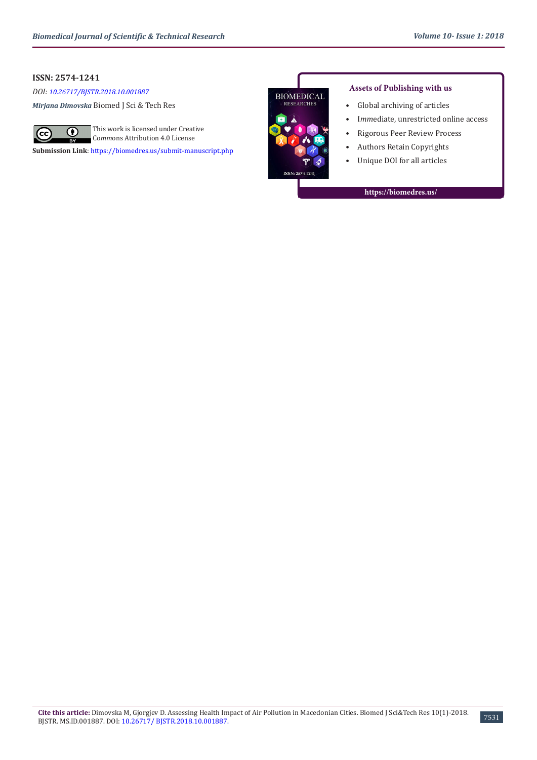**ISSN: 2574-1241**

*DOI: 10.26717/BJSTR.2018.10.001887*

***Mirjana Dimovska*** Biomed J Sci & Tech Res

This work is licensed under Creative Commons Attribution 4.0 License

**Submission Link**: https://biomedres.us/submit-manuscript.php

**Assets of Publishing with us**

- Global archiving of articles
- Immediate, unrestricted online access
- Rigorous Peer Review Process
- Authors Retain Copyrights
- Unique DOI for all articles

**https://biomedres.us/**

**Cite this article:** Dimovska M, Gjorgjev D. Assessing Health Impact of Air Pollution in Macedonian Cities. Biomed J Sci&Tech Res 10(1)-2018. BJSTR. MS.ID.001887. DOI: 10.26717/ BJSTR.2018.10.001887.